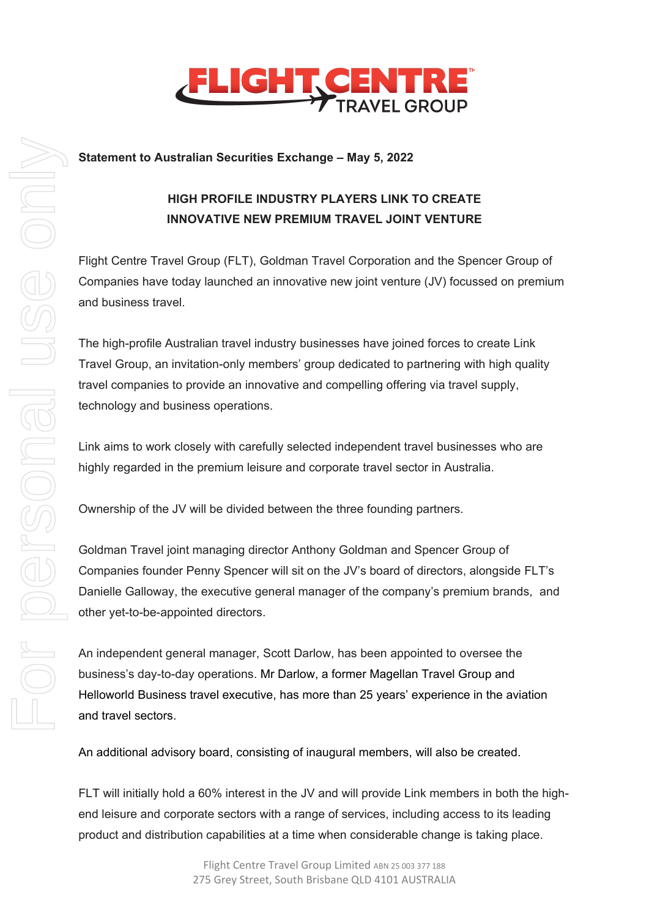**Statement to Australian Securities Exchange – May 5, 2022**

## HIGH PROFILE INDUSTRY PLAYERS LINK TO CREATE INNOVATIVE NEW PREMIUM TRAVEL JOINT VENTURE

Flight Centre Travel Group (FLT), Goldman Travel Corporation and the Spencer Group of Companies have today launched an innovative new joint venture (JV) focussed on premium and business travel.

The high-profile Australian travel industry businesses have joined forces to create Link Travel Group, an invitation-only members' group dedicated to partnering with high quality travel companies to provide an innovative and compelling offering via travel supply, technology and business operations.

Link aims to work closely with carefully selected independent travel businesses who are highly regarded in the premium leisure and corporate travel sector in Australia.

Ownership of the JV will be divided between the three founding partners.

Goldman Travel joint managing director Anthony Goldman and Spencer Group of Companies founder Penny Spencer will sit on the JV's board of directors, alongside FLT's Danielle Galloway, the executive general manager of the company's premium brands, and other yet-to-be-appointed directors.

An independent general manager, Scott Darlow, has been appointed to oversee the business's day-to-day operations. Mr Darlow, a former Magellan Travel Group and Helloworld Business travel executive, has more than 25 years' experience in the aviation and travel sectors.

An additional advisory board, consisting of inaugural members, will also be created.

FLT will initially hold a 60% interest in the JV and will provide Link members in both the high-end leisure and corporate sectors with a range of services, including access to its leading product and distribution capabilities at a time when considerable change is taking place.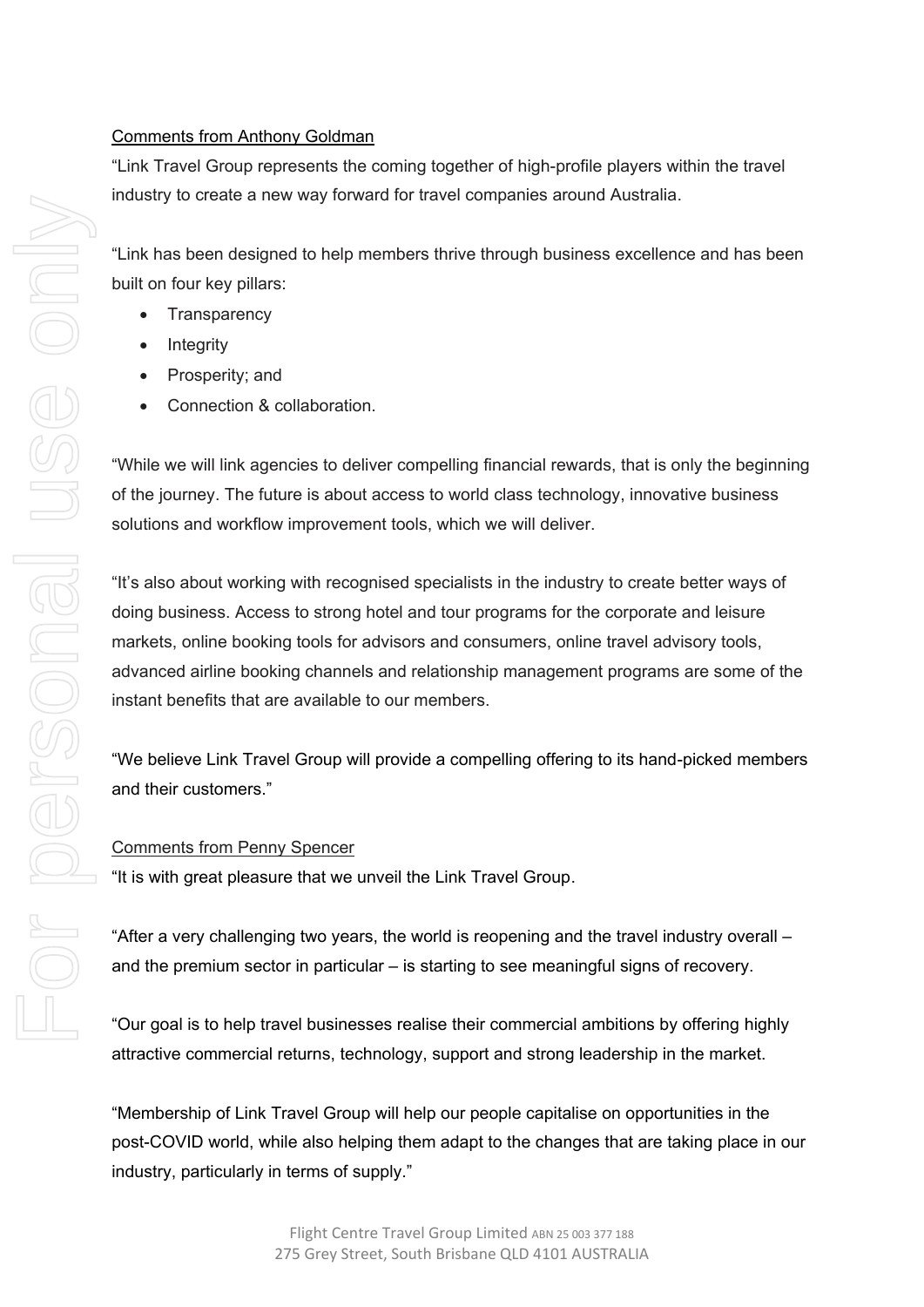Comments from Anthony Goldman

"Link Travel Group represents the coming together of high-profile players within the travel industry to create a new way forward for travel companies around Australia.

"Link has been designed to help members thrive through business excellence and has been built on four key pillars:

- Transparency
- Integrity
- Prosperity; and
- Connection & collaboration.

"While we will link agencies to deliver compelling financial rewards, that is only the beginning of the journey. The future is about access to world class technology, innovative business solutions and workflow improvement tools, which we will deliver.

"It's also about working with recognised specialists in the industry to create better ways of doing business. Access to strong hotel and tour programs for the corporate and leisure markets, online booking tools for advisors and consumers, online travel advisory tools, advanced airline booking channels and relationship management programs are some of the instant benefits that are available to our members.

"We believe Link Travel Group will provide a compelling offering to its hand-picked members and their customers."

Comments from Penny Spencer

"It is with great pleasure that we unveil the Link Travel Group.

"After a very challenging two years, the world is reopening and the travel industry overall – and the premium sector in particular – is starting to see meaningful signs of recovery.

"Our goal is to help travel businesses realise their commercial ambitions by offering highly attractive commercial returns, technology, support and strong leadership in the market.

"Membership of Link Travel Group will help our people capitalise on opportunities in the post-COVID world, while also helping them adapt to the changes that are taking place in our industry, particularly in terms of supply."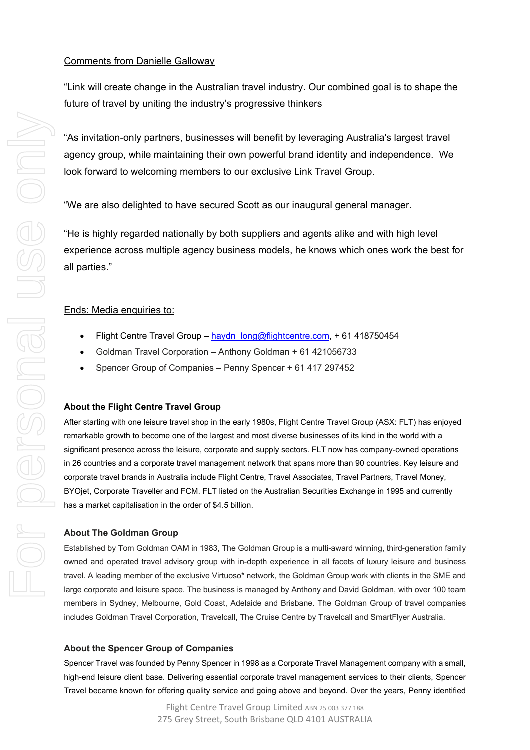Comments from Danielle Galloway

"Link will create change in the Australian travel industry. Our combined goal is to shape the future of travel by uniting the industry's progressive thinkers

"As invitation-only partners, businesses will benefit by leveraging Australia's largest travel agency group, while maintaining their own powerful brand identity and independence. We look forward to welcoming members to our exclusive Link Travel Group.

"We are also delighted to have secured Scott as our inaugural general manager.

"He is highly regarded nationally by both suppliers and agents alike and with high level experience across multiple agency business models, he knows which ones work the best for all parties."

Ends: Media enquiries to:

- Flight Centre Travel Group – haydn_long@flightcentre.com, + 61 418750454
- Goldman Travel Corporation – Anthony Goldman + 61 421056733
- Spencer Group of Companies – Penny Spencer + 61 417 297452

**About the Flight Centre Travel Group**

After starting with one leisure travel shop in the early 1980s, Flight Centre Travel Group (ASX: FLT) has enjoyed remarkable growth to become one of the largest and most diverse businesses of its kind in the world with a significant presence across the leisure, corporate and supply sectors. FLT now has company-owned operations in 26 countries and a corporate travel management network that spans more than 90 countries. Key leisure and corporate travel brands in Australia include Flight Centre, Travel Associates, Travel Partners, Travel Money, BYOjet, Corporate Traveller and FCM. FLT listed on the Australian Securities Exchange in 1995 and currently has a market capitalisation in the order of $4.5 billion.

**About The Goldman Group**

Established by Tom Goldman OAM in 1983, The Goldman Group is a multi-award winning, third-generation family owned and operated travel advisory group with in-depth experience in all facets of luxury leisure and business travel. A leading member of the exclusive Virtuoso* network, the Goldman Group work with clients in the SME and large corporate and leisure space. The business is managed by Anthony and David Goldman, with over 100 team members in Sydney, Melbourne, Gold Coast, Adelaide and Brisbane. The Goldman Group of travel companies includes Goldman Travel Corporation, Travelcall, The Cruise Centre by Travelcall and SmartFlyer Australia.

**About the Spencer Group of Companies**

Spencer Travel was founded by Penny Spencer in 1998 as a Corporate Travel Management company with a small, high-end leisure client base. Delivering essential corporate travel management services to their clients, Spencer Travel became known for offering quality service and going above and beyond. Over the years, Penny identified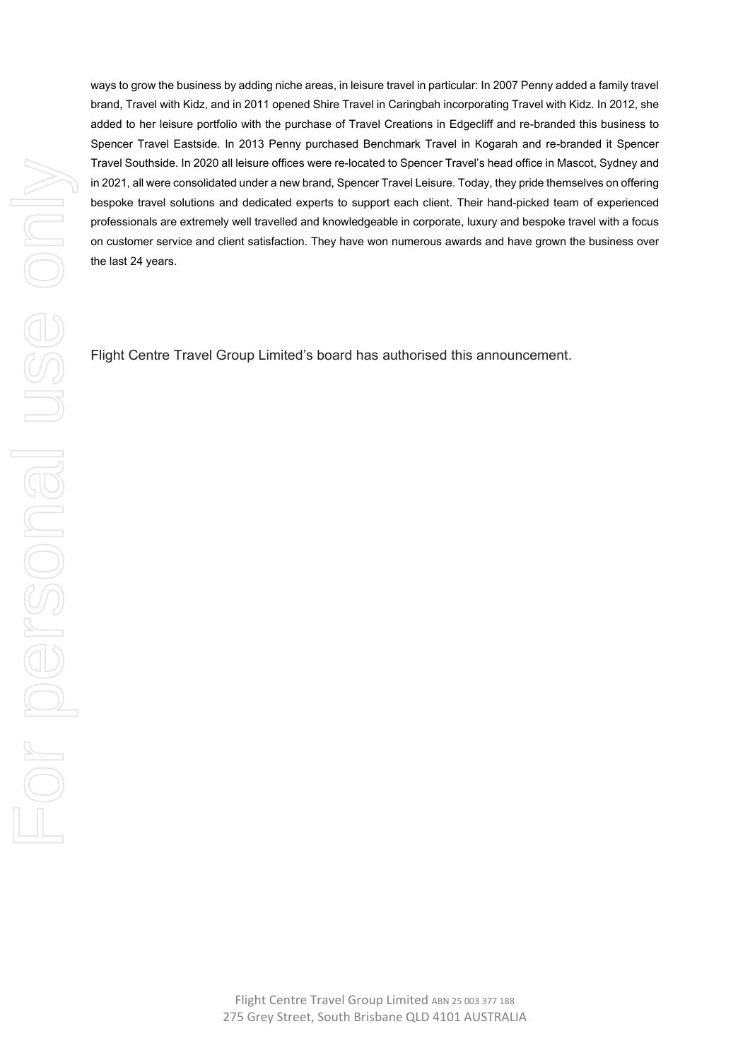ways to grow the business by adding niche areas, in leisure travel in particular: In 2007 Penny added a family travel brand, Travel with Kidz, and in 2011 opened Shire Travel in Caringbah incorporating Travel with Kidz. In 2012, she added to her leisure portfolio with the purchase of Travel Creations in Edgecliff and re-branded this business to Spencer Travel Eastside. In 2013 Penny purchased Benchmark Travel in Kogarah and re-branded it Spencer Travel Southside. In 2020 all leisure offices were re-located to Spencer Travel's head office in Mascot, Sydney and in 2021, all were consolidated under a new brand, Spencer Travel Leisure. Today, they pride themselves on offering bespoke travel solutions and dedicated experts to support each client. Their hand-picked team of experienced professionals are extremely well travelled and knowledgeable in corporate, luxury and bespoke travel with a focus on customer service and client satisfaction. They have won numerous awards and have grown the business over the last 24 years.

Flight Centre Travel Group Limited's board has authorised this announcement.